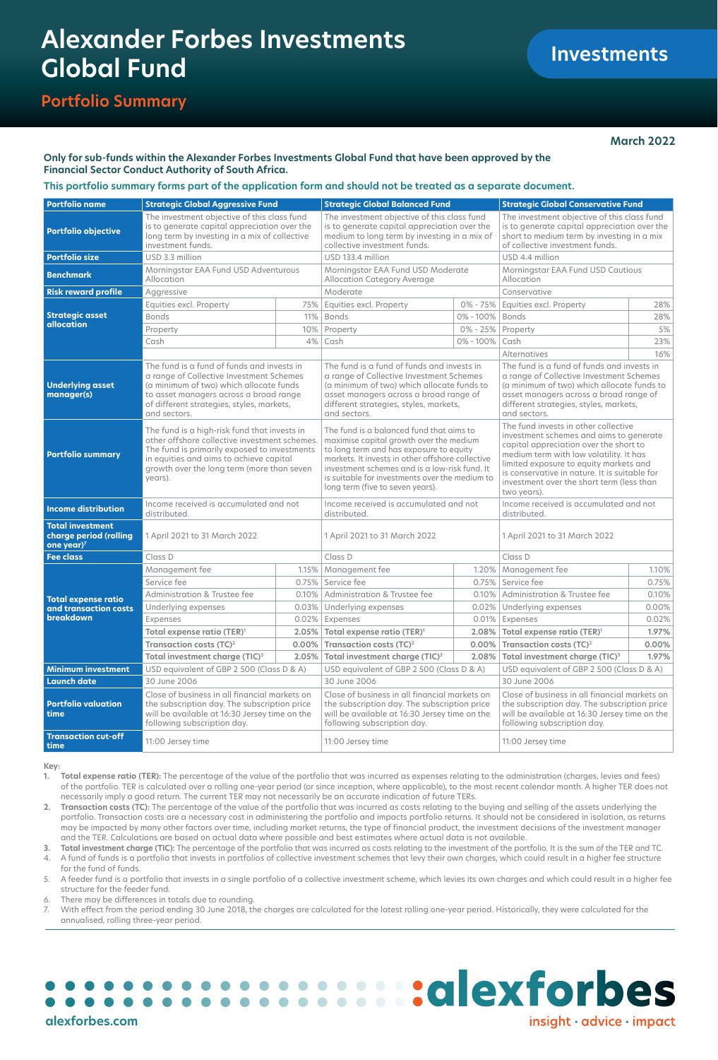# Alexander Forbes Investments Global Fund

## Portfolio Summary

Investments

March 2022

**Only for sub-funds within the Alexander Forbes Investments Global Fund that have been approved by the Financial Sector Conduct Authority of South Africa.**

**This portfolio summary forms part of the application form and should not be treated as a separate document.**

| Portfolio name | Strategic Global Aggressive Fund | | Strategic Global Balanced Fund | | Strategic Global Conservative Fund | |
|---|---|---|---|---|---|---|
| Portfolio objective | The investment objective of this class fund is to generate capital appreciation over the long term by investing in a mix of collective investment funds. | | The investment objective of this class fund is to generate capital appreciation over the medium to long term by investing in a mix of collective investment funds. | | The investment objective of this class fund is to generate capital appreciation over the short to medium term by investing in a mix of collective investment funds. | |
| Portfolio size | USD 3.3 million | | USD 133.4 million | | USD 4.4 million | |
| Benchmark | Morningstar EAA Fund USD Adventurous Allocation | | Morningstar EAA Fund USD Moderate Allocation Category Average | | Morningstar EAA Fund USD Cautious Allocation | |
| Risk reward profile | Aggressive | | Moderate | | Conservative | |
| Strategic asset allocation | Equities excl. Property | 75% | Equities excl. Property | 0% - 75% | Equities excl. Property | 28% |
| | Bonds | 11% | Bonds | 0% - 100% | Bonds | 28% |
| | Property | 10% | Property | 0% - 25% | Property | 5% |
| | Cash | 4% | Cash | 0% - 100% | Cash | 23% |
| | | | | | Alternatives | 16% |
| Underlying asset manager(s) | The fund is a fund of funds and invests in a range of Collective Investment Schemes (a minimum of two) which allocate funds to asset managers across a broad range of different strategies, styles, markets, and sectors. | | The fund is a fund of funds and invests in a range of Collective Investment Schemes (a minimum of two) which allocate funds to asset managers across a broad range of different strategies, styles, markets, and sectors. | | The fund is a fund of funds and invests in a range of Collective Investment Schemes (a minimum of two) which allocate funds to asset managers across a broad range of different strategies, styles, markets, and sectors. | |
| Portfolio summary | The fund is a high-risk fund that invests in other offshore collective investment schemes. The fund is primarily exposed to investments in equities and aims to achieve capital growth over the long term (more than seven years). | | The fund is a balanced fund that aims to maximise capital growth over the medium to long term and has exposure to equity markets. It invests in other offshore collective investment schemes and is a low-risk fund. It is suitable for investments over the medium to long term (five to seven years). | | The fund invests in other collective investment schemes and aims to generate capital appreciation over the short to medium term with low volatility. It has limited exposure to equity markets and is conservative in nature. It is suitable for investment over the short term (less than two years). | |
| Income distribution | Income received is accumulated and not distributed. | | Income received is accumulated and not distributed. | | Income received is accumulated and not distributed. | |
| Total investment charge period (rolling one year)[7] | 1 April 2021 to 31 March 2022 | | 1 April 2021 to 31 March 2022 | | 1 April 2021 to 31 March 2022 | |
| Fee class | Class D | | Class D | | Class D | |
| Total expense ratio and transaction costs breakdown | Management fee | 1.15% | Management fee | 1.20% | Management fee | 1.10% |
| | Service fee | 0.75% | Service fee | 0.75% | Service fee | 0.75% |
| | Administration & Trustee fee | 0.10% | Administration & Trustee fee | 0.10% | Administration & Trustee fee | 0.10% |
| | Underlying expenses | 0.03% | Underlying expenses | 0.02% | Underlying expenses | 0.00% |
| | Expenses | 0.02% | Expenses | 0.01% | Expenses | 0.02% |
| | **Total expense ratio (TER)[1]** | **2.05%** | **Total expense ratio (TER)[1]** | **2.08%** | **Total expense ratio (TER)[1]** | **1.97%** |
| | **Transaction costs (TC)[2]** | **0.00%** | **Transaction costs (TC)[2]** | **0.00%** | **Transaction costs (TC)[2]** | **0.00%** |
| | **Total investment charge (TIC)[3]** | **2.05%** | **Total investment charge (TIC)[3]** | **2.08%** | **Total investment charge (TIC)[3]** | **1.97%** |
| Minimum investment | USD equivalent of GBP 2 500 (Class D & A) | | USD equivalent of GBP 2 500 (Class D & A) | | USD equivalent of GBP 2 500 (Class D & A) | |
| Launch date | 30 June 2006 | | 30 June 2006 | | 30 June 2006 | |
| Portfolio valuation time | Close of business in all financial markets on the subscription day. The subscription price will be available at 16:30 Jersey time on the following subscription day. | | Close of business in all financial markets on the subscription day. The subscription price will be available at 16:30 Jersey time on the following subscription day. | | Close of business in all financial markets on the subscription day. The subscription price will be available at 16:30 Jersey time on the following subscription day. | |
| Transaction cut-off time | 11:00 Jersey time | | 11:00 Jersey time | | 11:00 Jersey time | |

Key:

1. **Total expense ratio (TER):** The percentage of the value of the portfolio that was incurred as expenses relating to the administration (charges, levies and fees) of the portfolio. TER is calculated over a rolling one-year period (or since inception, where applicable), to the most recent calendar month. A higher TER does not necessarily imply a good return. The current TER may not necessarily be an accurate indication of future TERs.
2. **Transaction costs (TC):** The percentage of the value of the portfolio that was incurred as costs relating to the buying and selling of the assets underlying the portfolio. Transaction costs are a necessary cost in administering the portfolio and impacts portfolio returns. It should not be considered in isolation, as returns may be impacted by many other factors over time, including market returns, the type of financial product, the investment decisions of the investment manager and the TER. Calculations are based on actual data where possible and best estimates where actual data is not available.
3. **Total investment charge (TIC):** The percentage of the portfolio that was incurred as costs relating to the investment of the portfolio. It is the sum of the TER and TC.
4. A fund of funds is a portfolio that invests in portfolios of collective investment schemes that levy their own charges, which could result in a higher fee structure for the fund of funds.
5. A feeder fund is a portfolio that invests in a single portfolio of a collective investment scheme, which levies its own charges and which could result in a higher fee structure for the feeder fund.
6. There may be differences in totals due to rounding.
7. With effect from the period ending 30 June 2018, the charges are calculated for the latest rolling one-year period. Historically, they were calculated for the annualised, rolling three-year period.

alexforbes.com

alexforbes — insight · advice · impact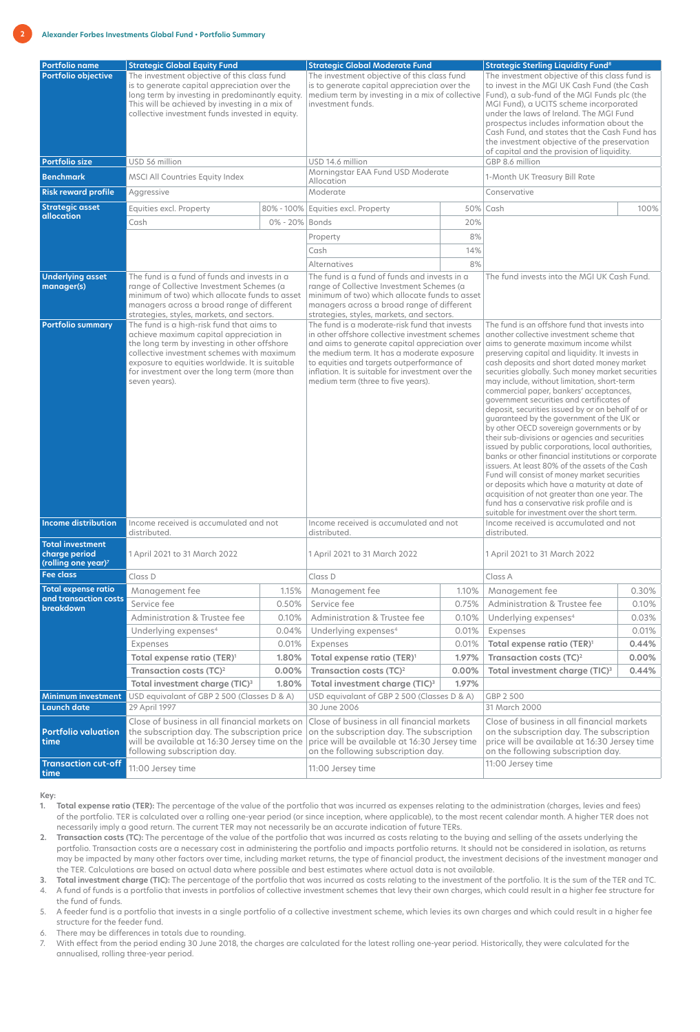| Portfolio name | Strategic Global Equity Fund | | Strategic Global Moderate Fund | | Strategic Sterling Liquidity Fund[8] | |
|---|---|---|---|---|---|---|
| Portfolio objective | The investment objective of this class fund is to generate capital appreciation over the long term by investing in predominantly equity. This will be achieved by investing in a mix of collective investment funds invested in equity. | | The investment objective of this class fund is to generate capital appreciation over the medium term by investing in a mix of collective investment funds. | | The investment objective of this class fund is to invest in the MGI UK Cash Fund (the Cash Fund), a sub-fund of the MGI Funds plc (the MGI Fund), a UCITS scheme incorporated under the laws of Ireland. The MGI Fund prospectus includes information about the Cash Fund, and states that the Cash Fund has the investment objective of the preservation of capital and the provision of liquidity. | |
| Portfolio size | USD 56 million | | USD 14.6 million | | GBP 8.6 million | |
| Benchmark | MSCI All Countries Equity Index | | Morningstar EAA Fund USD Moderate Allocation | | 1-Month UK Treasury Bill Rate | |
| Risk reward profile | Aggressive | | Moderate | | Conservative | |
| Strategic asset allocation | Equities excl. Property | 80% - 100% | Equities excl. Property | 50% | Cash | 100% |
| | Cash | 0% - 20% | Bonds | 20% | | |
| | | | Property | 8% | | |
| | | | Cash | 14% | | |
| | | | Alternatives | 8% | | |
| Underlying asset manager(s) | The fund is a fund of funds and invests in a range of Collective Investment Schemes (a minimum of two) which allocate funds to asset managers across a broad range of different strategies, styles, markets, and sectors. | | The fund is a fund of funds and invests in a range of Collective Investment Schemes (a minimum of two) which allocate funds to asset managers across a broad range of different strategies, styles, markets, and sectors. | | The fund invests into the MGI UK Cash Fund. | |
| Portfolio summary | The fund is a high-risk fund that aims to achieve maximum capital appreciation in the long term by investing in other offshore collective investment schemes with maximum exposure to equities worldwide. It is suitable for investment over the long term (more than seven years). | | The fund is a moderate-risk fund that invests in other offshore collective investment schemes and aims to generate capital appreciation over the medium term. It has a moderate exposure to equities and targets outperformance of inflation. It is suitable for investment over the medium term (three to five years). | | The fund is an offshore fund that invests into another collective investment scheme that aims to generate maximum income whilst preserving capital and liquidity. It invests in cash deposits and short dated money market securities globally. Such money market securities may include, without limitation, short-term commercial paper, bankers' acceptances, government securities and certificates of deposit, securities issued by or on behalf of or guaranteed by the government of the UK or by other OECD sovereign governments or by their sub-divisions or agencies and securities issued by public corporations, local authorities, banks or other financial institutions or corporate issuers. At least 80% of the assets of the Cash Fund will consist of money market securities or deposits which have a maturity at date of acquisition of not greater than one year. The fund has a conservative risk profile and is suitable for investment over the short term. | |
| Income distribution | Income received is accumulated and not distributed. | | Income received is accumulated and not distributed. | | Income received is accumulated and not distributed. | |
| Total investment charge period (rolling one year)[7] | 1 April 2021 to 31 March 2022 | | 1 April 2021 to 31 March 2022 | | 1 April 2021 to 31 March 2022 | |
| Fee class | Class D | | Class D | | Class A | |
| Total expense ratio and transaction costs breakdown | Management fee | 1.15% | Management fee | 1.10% | Management fee | 0.30% |
| | Service fee | 0.50% | Service fee | 0.75% | Administration & Trustee fee | 0.10% |
| | Administration & Trustee fee | 0.10% | Administration & Trustee fee | 0.10% | Underlying expenses[4] | 0.03% |
| | Underlying expenses[4] | 0.04% | Underlying expenses[4] | 0.01% | Expenses | 0.01% |
| | Expenses | 0.01% | Expenses | 0.01% | **Total expense ratio (TER)[1]** | **0.44%** |
| | **Total expense ratio (TER)[1]** | **1.80%** | **Total expense ratio (TER)[1]** | **1.97%** | **Transaction costs (TC)[2]** | **0.00%** |
| | **Transaction costs (TC)[2]** | **0.00%** | **Transaction costs (TC)[2]** | **0.00%** | **Total investment charge (TIC)[3]** | **0.44%** |
| | **Total investment charge (TIC)[3]** | **1.80%** | **Total investment charge (TIC)[3]** | **1.97%** | | |
| Minimum investment | USD equivalent of GBP 2 500 (Classes D & A) | | USD equivalent of GBP 2 500 (Classes D & A) | | GBP 2 500 | |
| Launch date | 29 April 1997 | | 30 June 2006 | | 31 March 2000 | |
| Portfolio valuation time | Close of business in all financial markets on the subscription day. The subscription price will be available at 16:30 Jersey time on the following subscription day. | | Close of business in all financial markets on the subscription day. The subscription price will be available at 16:30 Jersey time on the following subscription day. | | Close of business in all financial markets on the subscription day. The subscription price will be available at 16:30 Jersey time on the following subscription day. | |
| Transaction cut-off time | 11:00 Jersey time | | 11:00 Jersey time | | 11:00 Jersey time | |

Key:

1. **Total expense ratio (TER):** The percentage of the value of the portfolio that was incurred as expenses relating to the administration (charges, levies and fees) of the portfolio. TER is calculated over a rolling one-year period (or since inception, where applicable), to the most recent calendar month. A higher TER does not necessarily imply a good return. The current TER may not necessarily be an accurate indication of future TERs.
2. **Transaction costs (TC):** The percentage of the value of the portfolio that was incurred as costs relating to the buying and selling of the assets underlying the portfolio. Transaction costs are a necessary cost in administering the portfolio and impacts portfolio returns. It should not be considered in isolation, as returns may be impacted by many other factors over time, including market returns, the type of financial product, the investment decisions of the investment manager and the TER. Calculations are based on actual data where possible and best estimates where actual data is not available.
3. **Total investment charge (TIC):** The percentage of the portfolio that was incurred as costs relating to the investment of the portfolio. It is the sum of the TER and TC.
4. A fund of funds is a portfolio that invests in portfolios of collective investment schemes that levy their own charges, which could result in a higher fee structure for the fund of funds.
5. A feeder fund is a portfolio that invests in a single portfolio of a collective investment scheme, which levies its own charges and which could result in a higher fee structure for the feeder fund.
6. There may be differences in totals due to rounding.
7. With effect from the period ending 30 June 2018, the charges are calculated for the latest rolling one-year period. Historically, they were calculated for the annualised, rolling three-year period.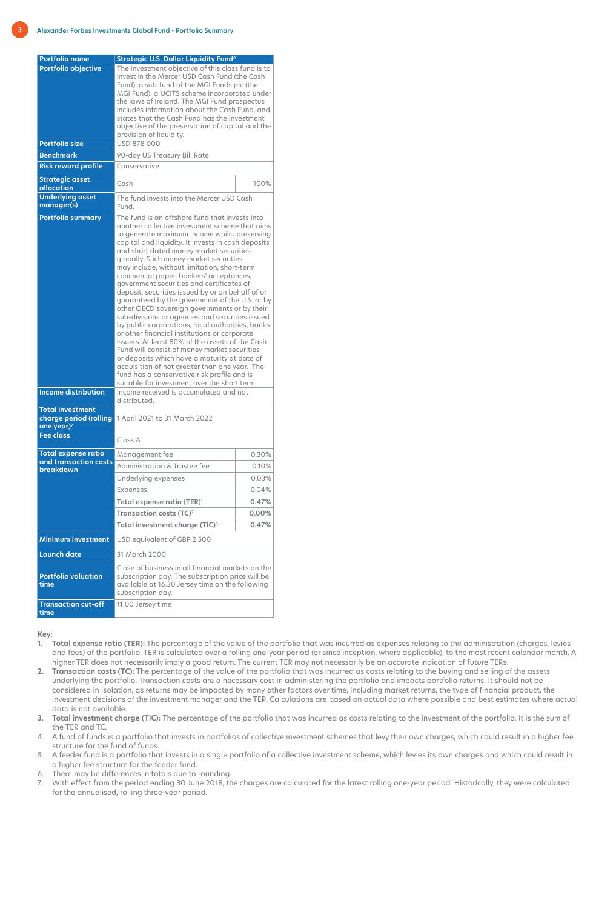| Portfolio name | Strategic U.S. Dollar Liquidity Fund[8] | |
|---|---|---|
| Portfolio objective | The investment objective of this class fund is to invest in the Mercer USD Cash Fund (the Cash Fund), a sub-fund of the MGI Funds plc (the MGI Fund), a UCITS scheme incorporated under the laws of Ireland. The MGI Fund prospectus includes information about the Cash Fund, and states that the Cash Fund has the investment objective of the preservation of capital and the provision of liquidity. | |
| Portfolio size | USD 878 000 | |
| Benchmark | 90-day US Treasury Bill Rate | |
| Risk reward profile | Conservative | |
| Strategic asset allocation | Cash | 100% |
| Underlying asset manager(s) | The fund invests into the Mercer USD Cash Fund. | |
| Portfolio summary | The fund is an offshore fund that invests into another collective investment scheme that aims to generate maximum income whilst preserving capital and liquidity. It invests in cash deposits and short dated money market securities globally. Such money market securities may include, without limitation, short-term commercial paper, bankers' acceptances, government securities and certificates of deposit, securities issued by or on behalf of or guaranteed by the government of the U.S. or by other OECD sovereign governments or by their sub-divisions or agencies and securities issued by public corporations, local authorities, banks or other financial institutions or corporate issuers. At least 80% of the assets of the Cash Fund will consist of money market securities or deposits which have a maturity at date of acquisition of not greater than one year. The fund has a conservative risk profile and is suitable for investment over the short term. | |
| Income distribution | Income received is accumulated and not distributed. | |
| Total investment charge period (rolling one year)[7] | 1 April 2021 to 31 March 2022 | |
| Fee class | Class A | |
| Total expense ratio and transaction costs breakdown | Management fee | 0.30% |
| | Administration & Trustee fee | 0.10% |
| | Underlying expenses | 0.03% |
| | Expenses | 0.04% |
| | **Total expense ratio (TER)[1]** | **0.47%** |
| | **Transaction costs (TC)[2]** | **0.00%** |
| | **Total investment charge (TIC)[3]** | **0.47%** |
| Minimum investment | USD equivalent of GBP 2 500 | |
| Launch date | 31 March 2000 | |
| Portfolio valuation time | Close of business in all financial markets on the subscription day. The subscription price will be available at 16:30 Jersey time on the following subscription day. | |
| Transaction cut-off time | 11:00 Jersey time | |

**Key:**

1. **Total expense ratio (TER):** The percentage of the value of the portfolio that was incurred as expenses relating to the administration (charges, levies and fees) of the portfolio. TER is calculated over a rolling one-year period (or since inception, where applicable), to the most recent calendar month. A higher TER does not necessarily imply a good return. The current TER may not necessarily be an accurate indication of future TERs.
2. **Transaction costs (TC):** The percentage of the value of the portfolio that was incurred as costs relating to the buying and selling of the assets underlying the portfolio. Transaction costs are a necessary cost in administering the portfolio and impacts portfolio returns. It should not be considered in isolation, as returns may be impacted by many other factors over time, including market returns, the type of financial product, the investment decisions of the investment manager and the TER. Calculations are based on actual data where possible and best estimates where actual data is not available.
3. **Total investment charge (TIC):** The percentage of the portfolio that was incurred as costs relating to the investment of the portfolio. It is the sum of the TER and TC.
4. A fund of funds is a portfolio that invests in portfolios of collective investment schemes that levy their own charges, which could result in a higher fee structure for the fund of funds.
5. A feeder fund is a portfolio that invests in a single portfolio of a collective investment scheme, which levies its own charges and which could result in a higher fee structure for the feeder fund.
6. There may be differences in totals due to rounding.
7. With effect from the period ending 30 June 2018, the charges are calculated for the latest rolling one-year period. Historically, they were calculated for the annualised, rolling three-year period.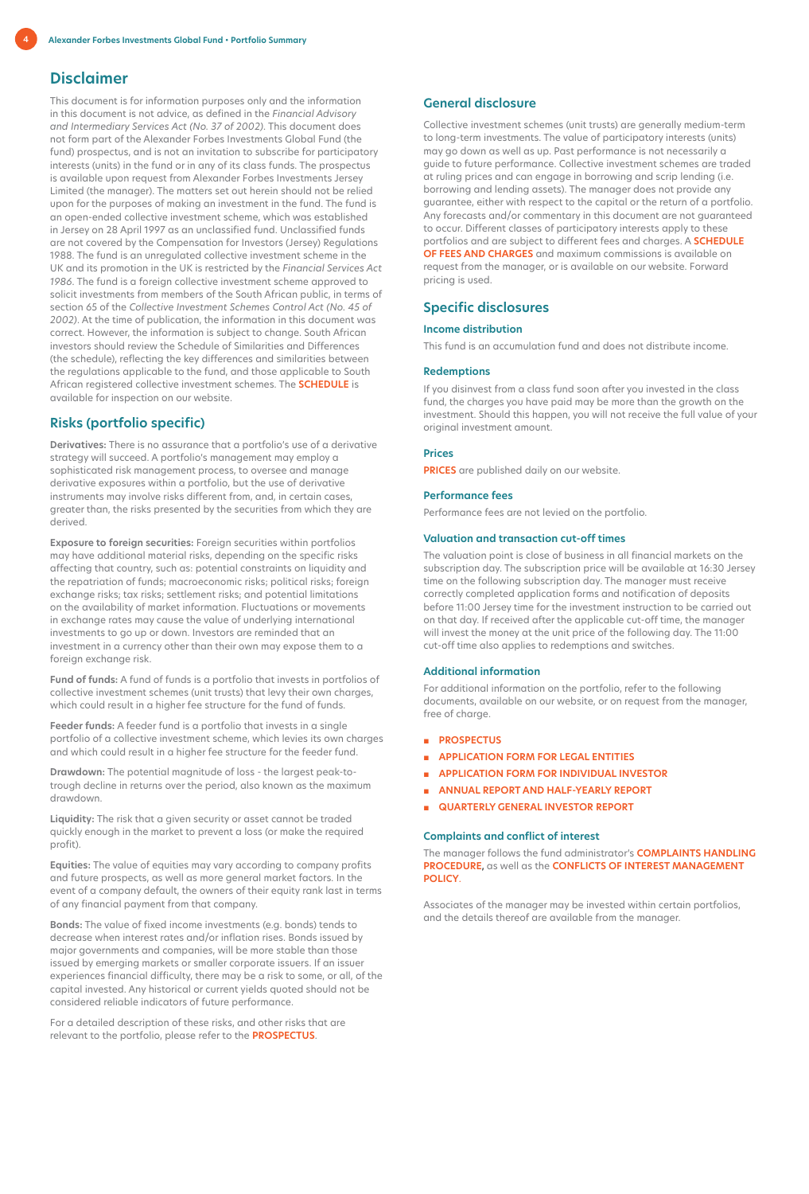## Disclaimer

This document is for information purposes only and the information in this document is not advice, as defined in the *Financial Advisory and Intermediary Services Act (No. 37 of 2002)*. This document does not form part of the Alexander Forbes Investments Global Fund (the fund) prospectus, and is not an invitation to subscribe for participatory interests (units) in the fund or in any of its class funds. The prospectus is available upon request from Alexander Forbes Investments Jersey Limited (the manager). The matters set out herein should not be relied upon for the purposes of making an investment in the fund. The fund is an open-ended collective investment scheme, which was established in Jersey on 28 April 1997 as an unclassified fund. Unclassified funds are not covered by the Compensation for Investors (Jersey) Regulations 1988. The fund is an unregulated collective investment scheme in the UK and its promotion in the UK is restricted by the *Financial Services Act 1986*. The fund is a foreign collective investment scheme approved to solicit investments from members of the South African public, in terms of section 65 of the *Collective Investment Schemes Control Act (No. 45 of 2002)*. At the time of publication, the information in this document was correct. However, the information is subject to change. South African investors should review the Schedule of Similarities and Differences (the schedule), reflecting the key differences and similarities between the regulations applicable to the fund, and those applicable to South African registered collective investment schemes. The **SCHEDULE** is available for inspection on our website.

## Risks (portfolio specific)

**Derivatives:** There is no assurance that a portfolio's use of a derivative strategy will succeed. A portfolio's management may employ a sophisticated risk management process, to oversee and manage derivative exposures within a portfolio, but the use of derivative instruments may involve risks different from, and, in certain cases, greater than, the risks presented by the securities from which they are derived.

**Exposure to foreign securities:** Foreign securities within portfolios may have additional material risks, depending on the specific risks affecting that country, such as: potential constraints on liquidity and the repatriation of funds; macroeconomic risks; political risks; foreign exchange risks; tax risks; settlement risks; and potential limitations on the availability of market information. Fluctuations or movements in exchange rates may cause the value of underlying international investments to go up or down. Investors are reminded that an investment in a currency other than their own may expose them to a foreign exchange risk.

**Fund of funds:** A fund of funds is a portfolio that invests in portfolios of collective investment schemes (unit trusts) that levy their own charges, which could result in a higher fee structure for the fund of funds.

**Feeder funds:** A feeder fund is a portfolio that invests in a single portfolio of a collective investment scheme, which levies its own charges and which could result in a higher fee structure for the feeder fund.

**Drawdown:** The potential magnitude of loss - the largest peak-to-trough decline in returns over the period, also known as the maximum drawdown.

**Liquidity:** The risk that a given security or asset cannot be traded quickly enough in the market to prevent a loss (or make the required profit).

**Equities:** The value of equities may vary according to company profits and future prospects, as well as more general market factors. In the event of a company default, the owners of their equity rank last in terms of any financial payment from that company.

**Bonds:** The value of fixed income investments (e.g. bonds) tends to decrease when interest rates and/or inflation rises. Bonds issued by major governments and companies, will be more stable than those issued by emerging markets or smaller corporate issuers. If an issuer experiences financial difficulty, there may be a risk to some, or all, of the capital invested. Any historical or current yields quoted should not be considered reliable indicators of future performance.

For a detailed description of these risks, and other risks that are relevant to the portfolio, please refer to the **PROSPECTUS**.

## General disclosure

Collective investment schemes (unit trusts) are generally medium-term to long-term investments. The value of participatory interests (units) may go down as well as up. Past performance is not necessarily a guide to future performance. Collective investment schemes are traded at ruling prices and can engage in borrowing and scrip lending (i.e. borrowing and lending assets). The manager does not provide any guarantee, either with respect to the capital or the return of a portfolio. Any forecasts and/or commentary in this document are not guaranteed to occur. Different classes of participatory interests apply to these portfolios and are subject to different fees and charges. A **SCHEDULE OF FEES AND CHARGES** and maximum commissions is available on request from the manager, or is available on our website. Forward pricing is used.

## Specific disclosures

### Income distribution

This fund is an accumulation fund and does not distribute income.

### Redemptions

If you disinvest from a class fund soon after you invested in the class fund, the charges you have paid may be more than the growth on the investment. Should this happen, you will not receive the full value of your original investment amount.

### Prices

**PRICES** are published daily on our website.

### Performance fees

Performance fees are not levied on the portfolio.

### Valuation and transaction cut-off times

The valuation point is close of business in all financial markets on the subscription day. The subscription price will be available at 16:30 Jersey time on the following subscription day. The manager must receive correctly completed application forms and notification of deposits before 11:00 Jersey time for the investment instruction to be carried out on that day. If received after the applicable cut-off time, the manager will invest the money at the unit price of the following day. The 11:00 cut-off time also applies to redemptions and switches.

### Additional information

For additional information on the portfolio, refer to the following documents, available on our website, or on request from the manager, free of charge.

- **PROSPECTUS**
- **APPLICATION FORM FOR LEGAL ENTITIES**
- **APPLICATION FORM FOR INDIVIDUAL INVESTOR**
- **ANNUAL REPORT AND HALF-YEARLY REPORT**
- **QUARTERLY GENERAL INVESTOR REPORT**

### Complaints and conflict of interest

The manager follows the fund administrator's **COMPLAINTS HANDLING PROCEDURE,** as well as the **CONFLICTS OF INTEREST MANAGEMENT POLICY**.

Associates of the manager may be invested within certain portfolios, and the details thereof are available from the manager.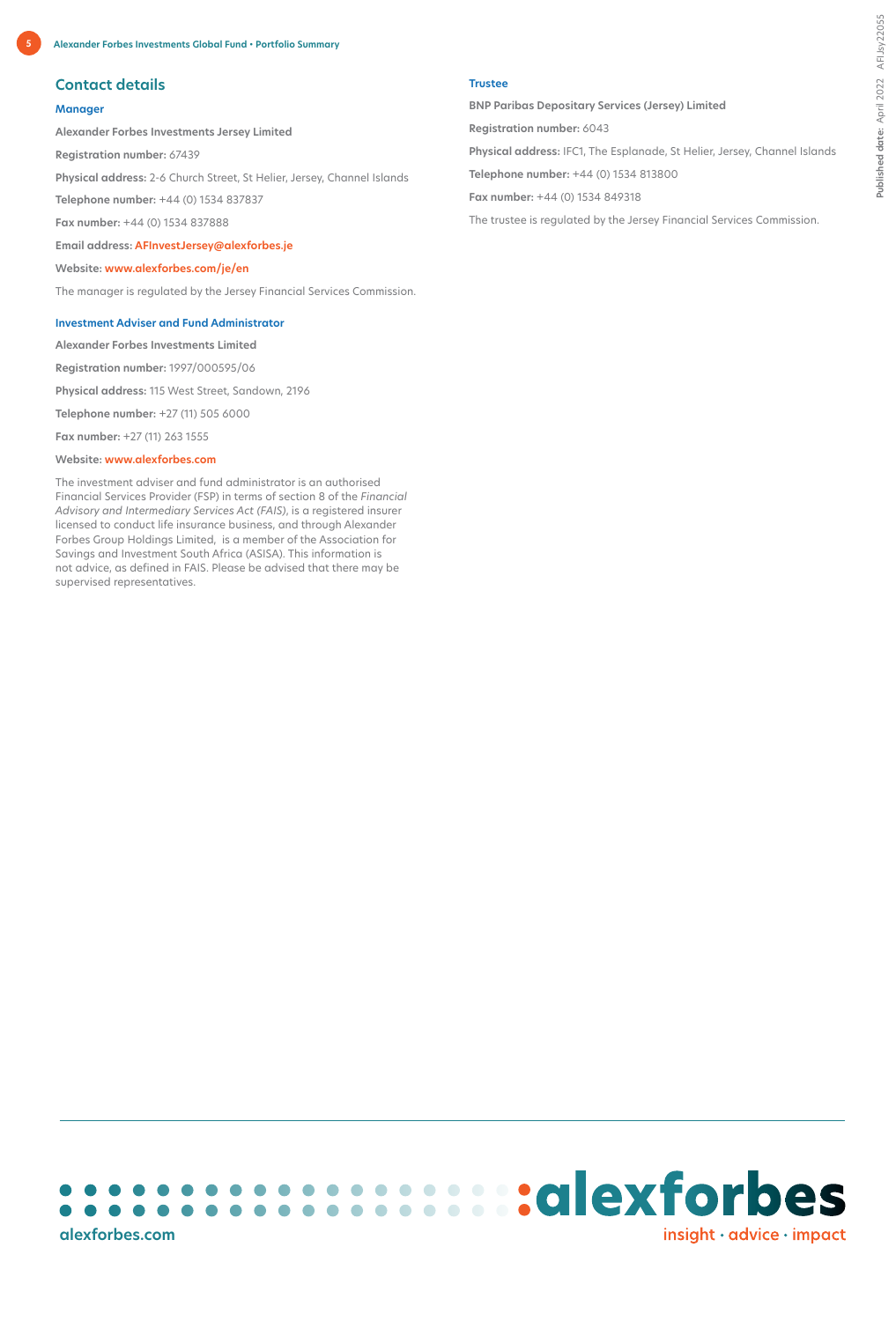## Contact details

### Manager

**Alexander Forbes Investments Jersey Limited**

**Registration number:** 67439

**Physical address:** 2-6 Church Street, St Helier, Jersey, Channel Islands

**Telephone number:** +44 (0) 1534 837837

**Fax number:** +44 (0) 1534 837888

**Email address:** **AFInvestJersey@alexforbes.je**

**Website:** **www.alexforbes.com/je/en**

The manager is regulated by the Jersey Financial Services Commission.

### Investment Adviser and Fund Administrator

**Alexander Forbes Investments Limited**

**Registration number:** 1997/000595/06

**Physical address:** 115 West Street, Sandown, 2196

**Telephone number:** +27 (11) 505 6000

**Fax number:** +27 (11) 263 1555

**Website:** **www.alexforbes.com**

The investment adviser and fund administrator is an authorised Financial Services Provider (FSP) in terms of section 8 of the *Financial Advisory and Intermediary Services Act (FAIS)*, is a registered insurer licensed to conduct life insurance business, and through Alexander Forbes Group Holdings Limited, is a member of the Association for Savings and Investment South Africa (ASISA). This information is not advice, as defined in FAIS. Please be advised that there may be supervised representatives.

### Trustee

**BNP Paribas Depositary Services (Jersey) Limited**

**Registration number:** 6043

**Physical address:** IFC1, The Esplanade, St Helier, Jersey, Channel Islands

**Telephone number:** +44 (0) 1534 813800

**Fax number:** +44 (0) 1534 849318

The trustee is regulated by the Jersey Financial Services Commission.

**Published date:** April 2022 AFIJsy22055

alexforbes.com

alexforbes

insight · advice · impact